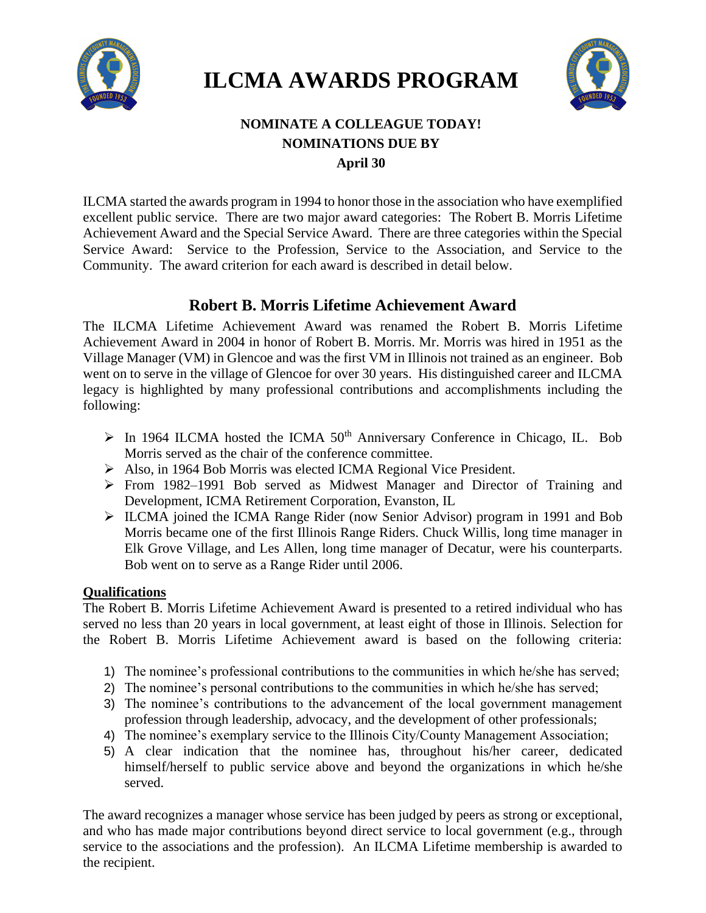# ILCMA AWARDS PROGRAM

**NOMINATE A COLLEAGUE TODAY!**
**NOMINATIONS DUE BY**
**April 30**

ILCMA started the awards program in 1994 to honor those in the association who have exemplified excellent public service. There are two major award categories: The Robert B. Morris Lifetime Achievement Award and the Special Service Award. There are three categories within the Special Service Award: Service to the Profession, Service to the Association, and Service to the Community. The award criterion for each award is described in detail below.

## Robert B. Morris Lifetime Achievement Award

The ILCMA Lifetime Achievement Award was renamed the Robert B. Morris Lifetime Achievement Award in 2004 in honor of Robert B. Morris. Mr. Morris was hired in 1951 as the Village Manager (VM) in Glencoe and was the first VM in Illinois not trained as an engineer. Bob went on to serve in the village of Glencoe for over 30 years. His distinguished career and ILCMA legacy is highlighted by many professional contributions and accomplishments including the following:

- In 1964 ILCMA hosted the ICMA 50th Anniversary Conference in Chicago, IL. Bob Morris served as the chair of the conference committee.
- Also, in 1964 Bob Morris was elected ICMA Regional Vice President.
- From 1982–1991 Bob served as Midwest Manager and Director of Training and Development, ICMA Retirement Corporation, Evanston, IL
- ILCMA joined the ICMA Range Rider (now Senior Advisor) program in 1991 and Bob Morris became one of the first Illinois Range Riders. Chuck Willis, long time manager in Elk Grove Village, and Les Allen, long time manager of Decatur, were his counterparts. Bob went on to serve as a Range Rider until 2006.

**Qualifications**

The Robert B. Morris Lifetime Achievement Award is presented to a retired individual who has served no less than 20 years in local government, at least eight of those in Illinois. Selection for the Robert B. Morris Lifetime Achievement award is based on the following criteria:

1) The nominee's professional contributions to the communities in which he/she has served;
2) The nominee's personal contributions to the communities in which he/she has served;
3) The nominee's contributions to the advancement of the local government management profession through leadership, advocacy, and the development of other professionals;
4) The nominee's exemplary service to the Illinois City/County Management Association;
5) A clear indication that the nominee has, throughout his/her career, dedicated himself/herself to public service above and beyond the organizations in which he/she served.

The award recognizes a manager whose service has been judged by peers as strong or exceptional, and who has made major contributions beyond direct service to local government (e.g., through service to the associations and the profession). An ILCMA Lifetime membership is awarded to the recipient.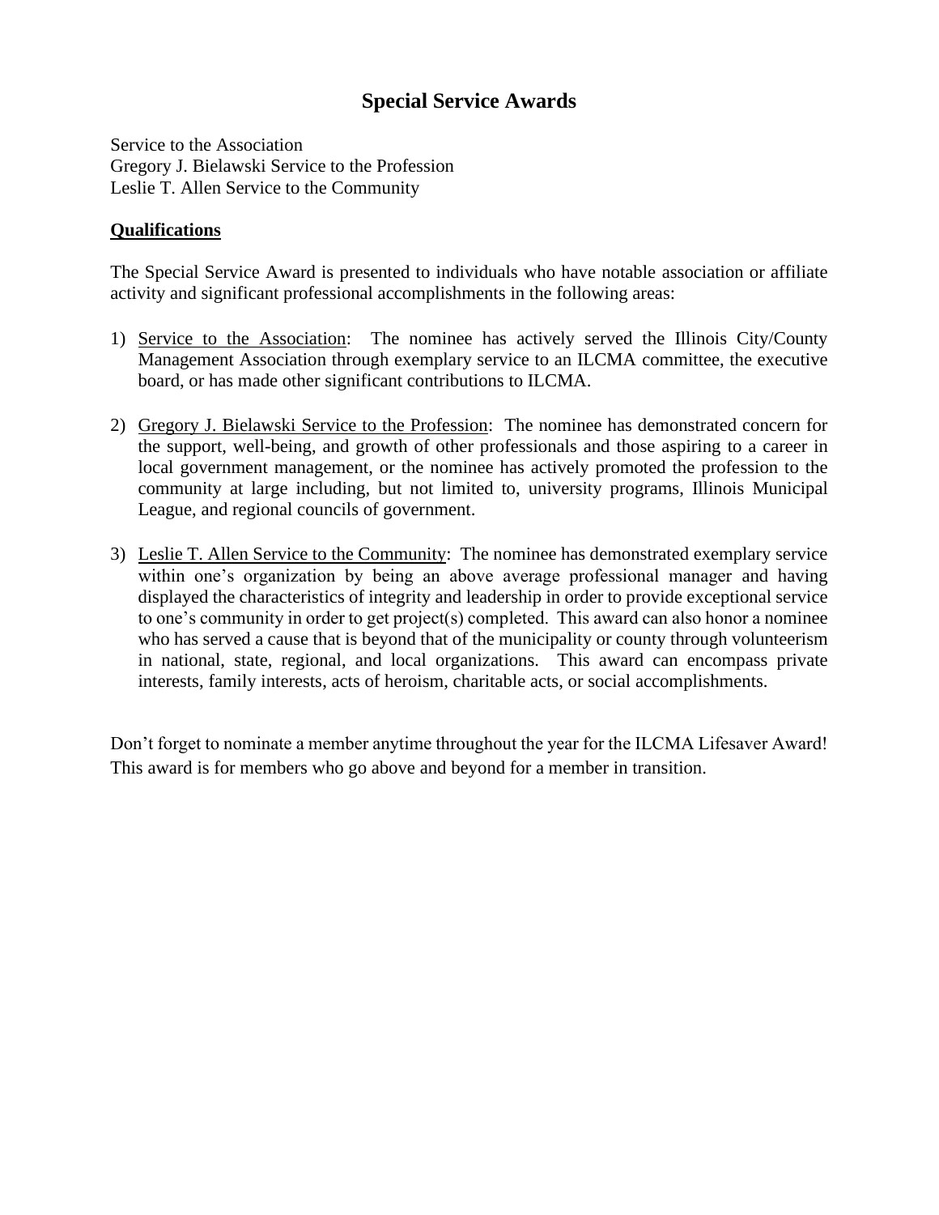# Special Service Awards

Service to the Association
Gregory J. Bielawski Service to the Profession
Leslie T. Allen Service to the Community

**Qualifications**

The Special Service Award is presented to individuals who have notable association or affiliate activity and significant professional accomplishments in the following areas:

1) Service to the Association: The nominee has actively served the Illinois City/County Management Association through exemplary service to an ILCMA committee, the executive board, or has made other significant contributions to ILCMA.

2) Gregory J. Bielawski Service to the Profession: The nominee has demonstrated concern for the support, well-being, and growth of other professionals and those aspiring to a career in local government management, or the nominee has actively promoted the profession to the community at large including, but not limited to, university programs, Illinois Municipal League, and regional councils of government.

3) Leslie T. Allen Service to the Community: The nominee has demonstrated exemplary service within one's organization by being an above average professional manager and having displayed the characteristics of integrity and leadership in order to provide exceptional service to one's community in order to get project(s) completed. This award can also honor a nominee who has served a cause that is beyond that of the municipality or county through volunteerism in national, state, regional, and local organizations. This award can encompass private interests, family interests, acts of heroism, charitable acts, or social accomplishments.

Don't forget to nominate a member anytime throughout the year for the ILCMA Lifesaver Award! This award is for members who go above and beyond for a member in transition.